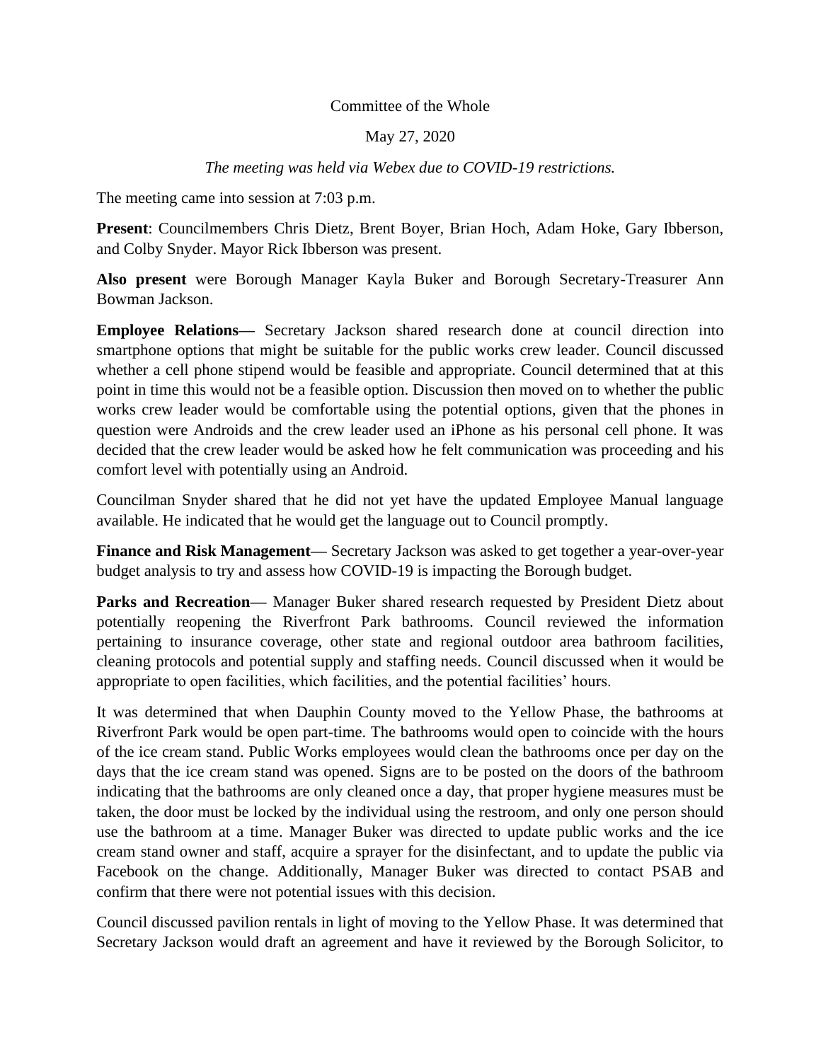Committee of the Whole

May 27, 2020

*The meeting was held via Webex due to COVID-19 restrictions.*

The meeting came into session at 7:03 p.m.

**Present**: Councilmembers Chris Dietz, Brent Boyer, Brian Hoch, Adam Hoke, Gary Ibberson, and Colby Snyder. Mayor Rick Ibberson was present.

**Also present** were Borough Manager Kayla Buker and Borough Secretary-Treasurer Ann Bowman Jackson.

**Employee Relations—** Secretary Jackson shared research done at council direction into smartphone options that might be suitable for the public works crew leader. Council discussed whether a cell phone stipend would be feasible and appropriate. Council determined that at this point in time this would not be a feasible option. Discussion then moved on to whether the public works crew leader would be comfortable using the potential options, given that the phones in question were Androids and the crew leader used an iPhone as his personal cell phone. It was decided that the crew leader would be asked how he felt communication was proceeding and his comfort level with potentially using an Android.

Councilman Snyder shared that he did not yet have the updated Employee Manual language available. He indicated that he would get the language out to Council promptly.

**Finance and Risk Management—** Secretary Jackson was asked to get together a year-over-year budget analysis to try and assess how COVID-19 is impacting the Borough budget.

**Parks and Recreation—** Manager Buker shared research requested by President Dietz about potentially reopening the Riverfront Park bathrooms. Council reviewed the information pertaining to insurance coverage, other state and regional outdoor area bathroom facilities, cleaning protocols and potential supply and staffing needs. Council discussed when it would be appropriate to open facilities, which facilities, and the potential facilities' hours.

It was determined that when Dauphin County moved to the Yellow Phase, the bathrooms at Riverfront Park would be open part-time. The bathrooms would open to coincide with the hours of the ice cream stand. Public Works employees would clean the bathrooms once per day on the days that the ice cream stand was opened. Signs are to be posted on the doors of the bathroom indicating that the bathrooms are only cleaned once a day, that proper hygiene measures must be taken, the door must be locked by the individual using the restroom, and only one person should use the bathroom at a time. Manager Buker was directed to update public works and the ice cream stand owner and staff, acquire a sprayer for the disinfectant, and to update the public via Facebook on the change. Additionally, Manager Buker was directed to contact PSAB and confirm that there were not potential issues with this decision.

Council discussed pavilion rentals in light of moving to the Yellow Phase. It was determined that Secretary Jackson would draft an agreement and have it reviewed by the Borough Solicitor, to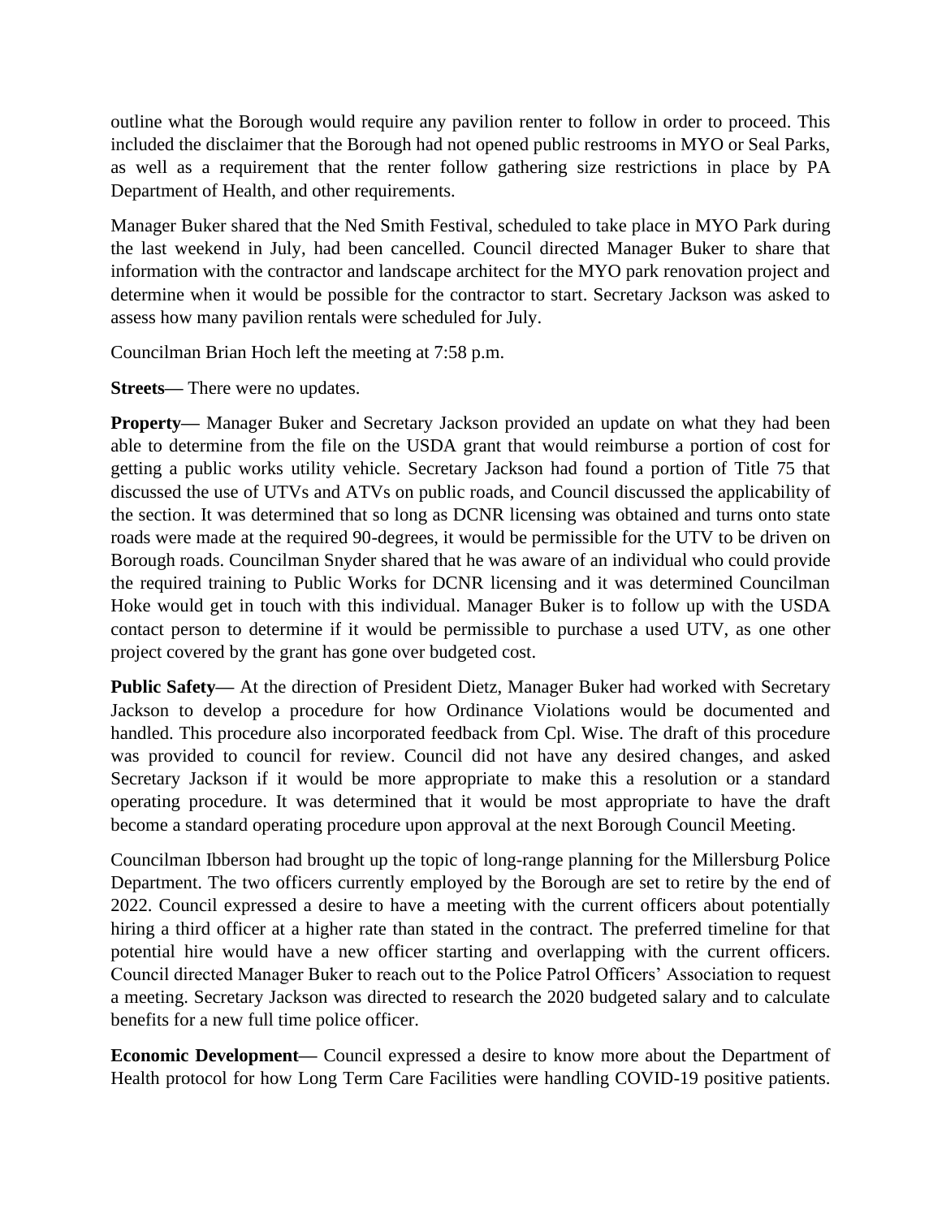outline what the Borough would require any pavilion renter to follow in order to proceed. This included the disclaimer that the Borough had not opened public restrooms in MYO or Seal Parks, as well as a requirement that the renter follow gathering size restrictions in place by PA Department of Health, and other requirements.

Manager Buker shared that the Ned Smith Festival, scheduled to take place in MYO Park during the last weekend in July, had been cancelled. Council directed Manager Buker to share that information with the contractor and landscape architect for the MYO park renovation project and determine when it would be possible for the contractor to start. Secretary Jackson was asked to assess how many pavilion rentals were scheduled for July.

Councilman Brian Hoch left the meeting at 7:58 p.m.

**Streets—** There were no updates.

**Property—** Manager Buker and Secretary Jackson provided an update on what they had been able to determine from the file on the USDA grant that would reimburse a portion of cost for getting a public works utility vehicle. Secretary Jackson had found a portion of Title 75 that discussed the use of UTVs and ATVs on public roads, and Council discussed the applicability of the section. It was determined that so long as DCNR licensing was obtained and turns onto state roads were made at the required 90-degrees, it would be permissible for the UTV to be driven on Borough roads. Councilman Snyder shared that he was aware of an individual who could provide the required training to Public Works for DCNR licensing and it was determined Councilman Hoke would get in touch with this individual. Manager Buker is to follow up with the USDA contact person to determine if it would be permissible to purchase a used UTV, as one other project covered by the grant has gone over budgeted cost.

**Public Safety—** At the direction of President Dietz, Manager Buker had worked with Secretary Jackson to develop a procedure for how Ordinance Violations would be documented and handled. This procedure also incorporated feedback from Cpl. Wise. The draft of this procedure was provided to council for review. Council did not have any desired changes, and asked Secretary Jackson if it would be more appropriate to make this a resolution or a standard operating procedure. It was determined that it would be most appropriate to have the draft become a standard operating procedure upon approval at the next Borough Council Meeting.

Councilman Ibberson had brought up the topic of long-range planning for the Millersburg Police Department. The two officers currently employed by the Borough are set to retire by the end of 2022. Council expressed a desire to have a meeting with the current officers about potentially hiring a third officer at a higher rate than stated in the contract. The preferred timeline for that potential hire would have a new officer starting and overlapping with the current officers. Council directed Manager Buker to reach out to the Police Patrol Officers' Association to request a meeting. Secretary Jackson was directed to research the 2020 budgeted salary and to calculate benefits for a new full time police officer.

**Economic Development—** Council expressed a desire to know more about the Department of Health protocol for how Long Term Care Facilities were handling COVID-19 positive patients.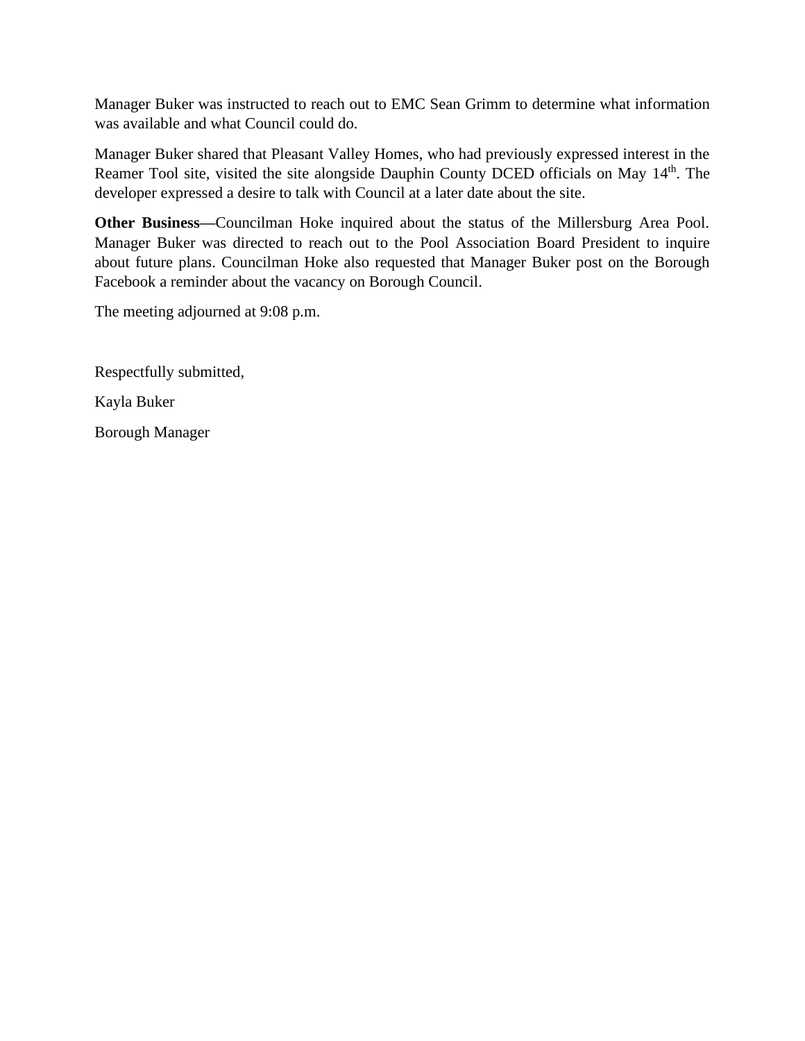Manager Buker was instructed to reach out to EMC Sean Grimm to determine what information was available and what Council could do.

Manager Buker shared that Pleasant Valley Homes, who had previously expressed interest in the Reamer Tool site, visited the site alongside Dauphin County DCED officials on May 14th. The developer expressed a desire to talk with Council at a later date about the site.

**Other Business**—Councilman Hoke inquired about the status of the Millersburg Area Pool. Manager Buker was directed to reach out to the Pool Association Board President to inquire about future plans. Councilman Hoke also requested that Manager Buker post on the Borough Facebook a reminder about the vacancy on Borough Council.

The meeting adjourned at 9:08 p.m.

Respectfully submitted,

Kayla Buker

Borough Manager